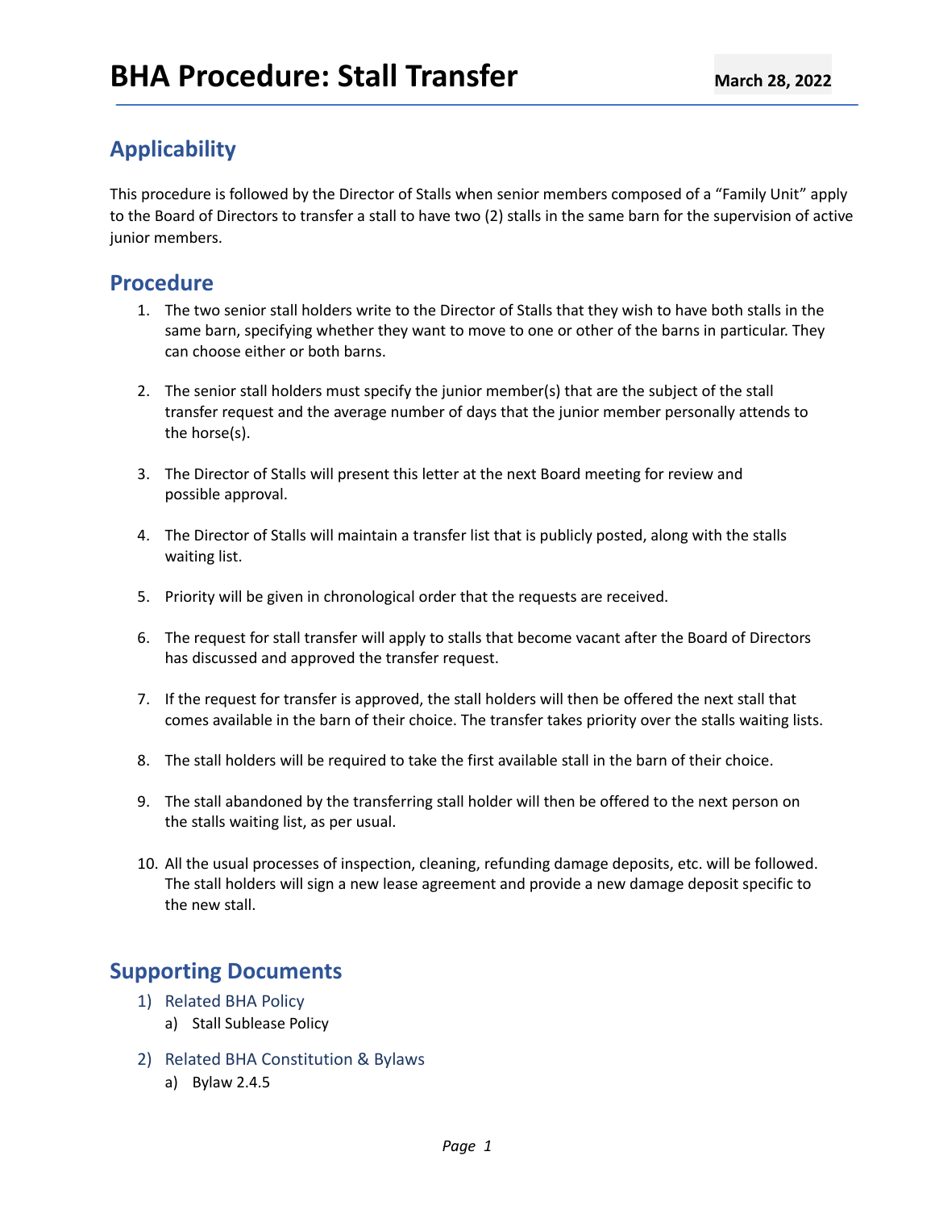# BHA Procedure: Stall Transfer

**March 28, 2022**

## Applicability

This procedure is followed by the Director of Stalls when senior members composed of a "Family Unit" apply to the Board of Directors to transfer a stall to have two (2) stalls in the same barn for the supervision of active junior members.

## Procedure

1. The two senior stall holders write to the Director of Stalls that they wish to have both stalls in the same barn, specifying whether they want to move to one or other of the barns in particular. They can choose either or both barns.

2. The senior stall holders must specify the junior member(s) that are the subject of the stall transfer request and the average number of days that the junior member personally attends to the horse(s).

3. The Director of Stalls will present this letter at the next Board meeting for review and possible approval.

4. The Director of Stalls will maintain a transfer list that is publicly posted, along with the stalls waiting list.

5. Priority will be given in chronological order that the requests are received.

6. The request for stall transfer will apply to stalls that become vacant after the Board of Directors has discussed and approved the transfer request.

7. If the request for transfer is approved, the stall holders will then be offered the next stall that comes available in the barn of their choice. The transfer takes priority over the stalls waiting lists.

8. The stall holders will be required to take the first available stall in the barn of their choice.

9. The stall abandoned by the transferring stall holder will then be offered to the next person on the stalls waiting list, as per usual.

10. All the usual processes of inspection, cleaning, refunding damage deposits, etc. will be followed. The stall holders will sign a new lease agreement and provide a new damage deposit specific to the new stall.

## Supporting Documents

1) Related BHA Policy
   a) Stall Sublease Policy

2) Related BHA Constitution & Bylaws
   a) Bylaw 2.4.5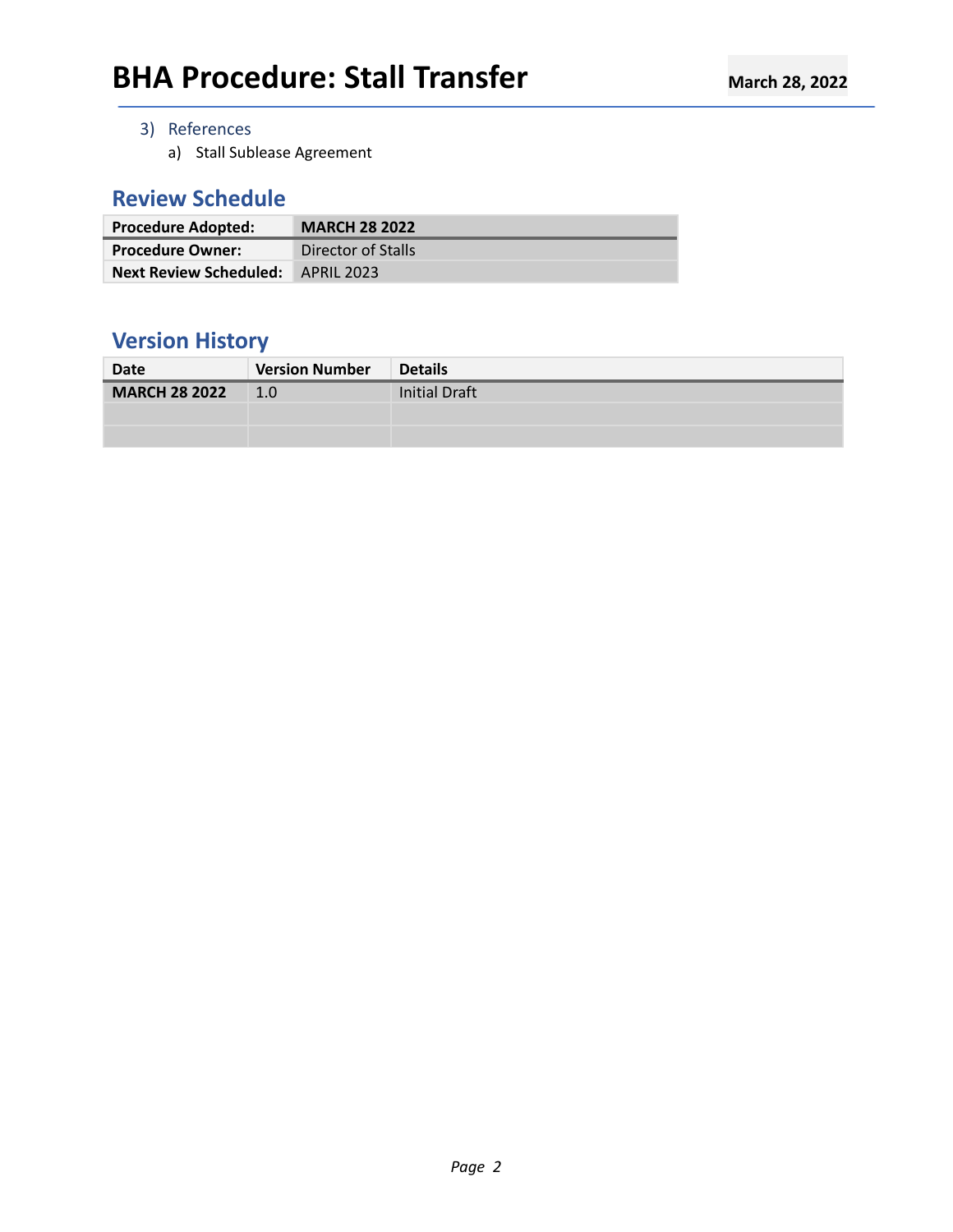3) References
   a) Stall Sublease Agreement

## Review Schedule

| | |
|---|---|
| **Procedure Adopted:** | **MARCH 28 2022** |
| **Procedure Owner:** | Director of Stalls |
| **Next Review Scheduled:** | APRIL 2023 |

## Version History

| Date | Version Number | Details |
|---|---|---|
| **MARCH 28 2022** | 1.0 | Initial Draft |
| | | |
| | | |